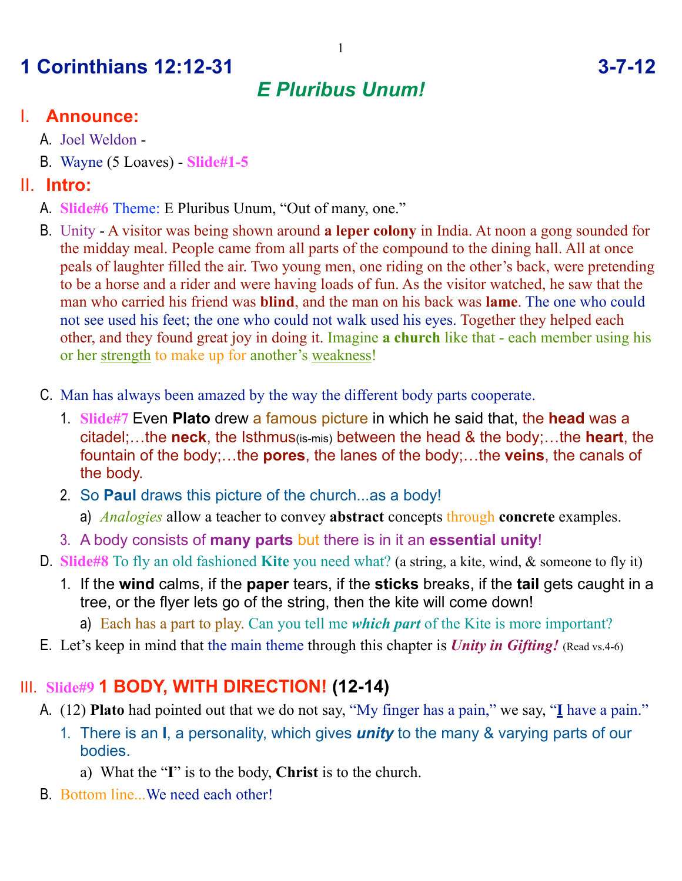# 1 Corinthians 12:12-31 3-7-12

## *E Pluribus Unum!*

## I. Announce:

A. Joel Weldon -

B. Wayne (5 Loaves) - **Slide#1-5**

## II. Intro:

A. **Slide#6** Theme: E Pluribus Unum, "Out of many, one."

B. Unity - A visitor was being shown around **a leper colony** in India. At noon a gong sounded for the midday meal. People came from all parts of the compound to the dining hall. All at once peals of laughter filled the air. Two young men, one riding on the other's back, were pretending to be a horse and a rider and were having loads of fun. As the visitor watched, he saw that the man who carried his friend was **blind**, and the man on his back was **lame**. The one who could not see used his feet; the one who could not walk used his eyes. Together they helped each other, and they found great joy in doing it. Imagine **a church** like that - each member using his or her strength to make up for another's weakness!

C. Man has always been amazed by the way the different body parts cooperate.

1. **Slide#7** Even **Plato** drew a famous picture in which he said that, the **head** was a citadel;…the **neck**, the Isthmus(is-mis) between the head & the body;…the **heart**, the fountain of the body;…the **pores**, the lanes of the body;…the **veins**, the canals of the body.
2. So **Paul** draws this picture of the church...as a body!
   a) *Analogies* allow a teacher to convey **abstract** concepts through **concrete** examples.
3. A body consists of **many parts** but there is in it an **essential unity**!

D. **Slide#8** To fly an old fashioned **Kite** you need what? (a string, a kite, wind, & someone to fly it)

1. If the **wind** calms, if the **paper** tears, if the **sticks** breaks, if the **tail** gets caught in a tree, or the flyer lets go of the string, then the kite will come down!
   a) Each has a part to play. Can you tell me ***which part*** of the Kite is more important?

E. Let's keep in mind that the main theme through this chapter is ***Unity in Gifting!*** (Read vs.4-6)

## III. Slide#9 1 BODY, WITH DIRECTION! (12-14)

A. (12) **Plato** had pointed out that we do not say, "My finger has a pain," we say, "**I** have a pain."

1. There is an **I**, a personality, which gives ***unity*** to the many & varying parts of our bodies.
   a) What the "**I**" is to the body, **Christ** is to the church.

B. Bottom line...We need each other!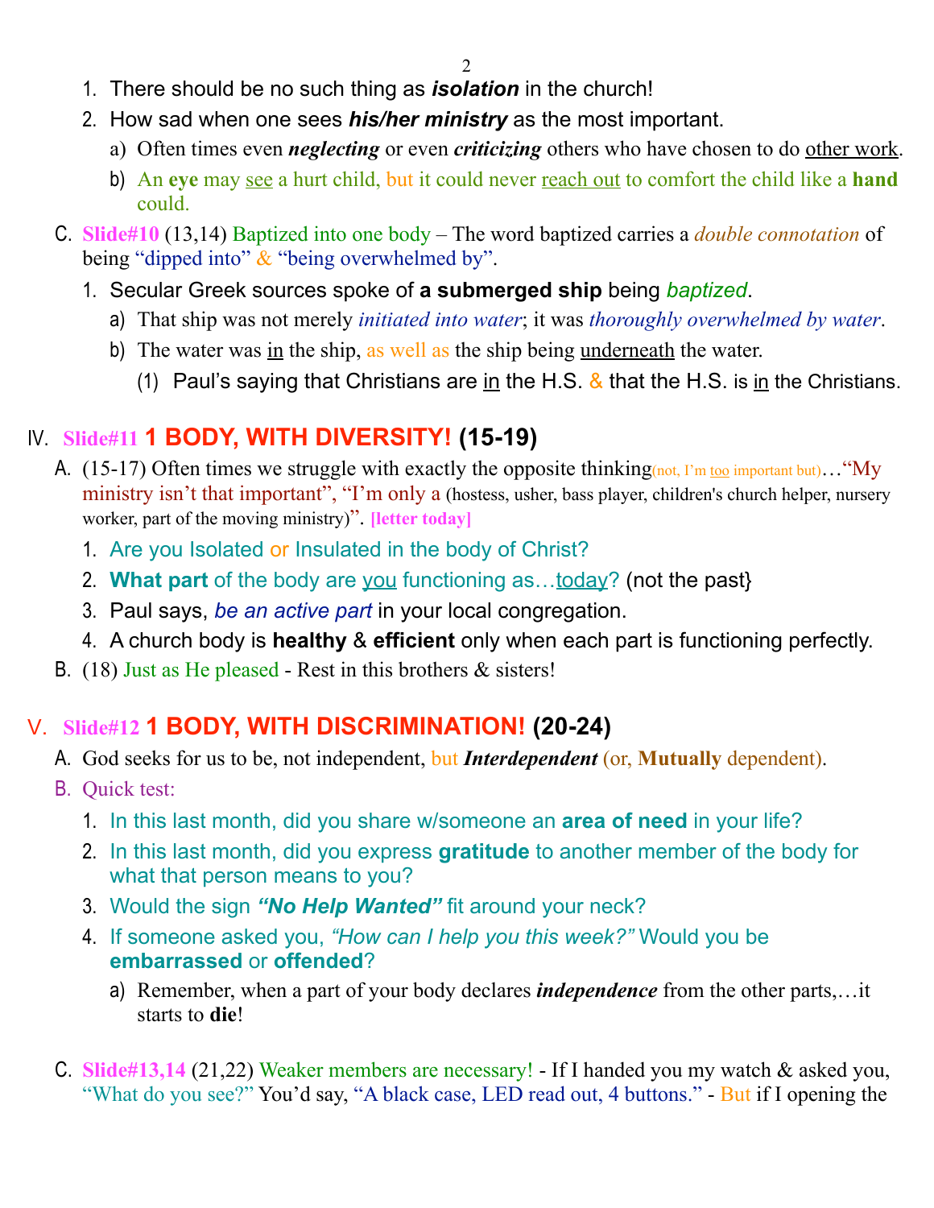1. There should be no such thing as ***isolation*** in the church!
2. How sad when one sees ***his/her ministry*** as the most important.
   a) Often times even ***neglecting*** or even ***criticizing*** others who have chosen to do <u>other work</u>.
   b) An **eye** may <u>see</u> a hurt child, but it could never <u>reach out</u> to comfort the child like a **hand** could.

C. **Slide#10** (13,14) Baptized into one body – The word baptized carries a *double connotation* of being "dipped into" & "being overwhelmed by".

1. Secular Greek sources spoke of **a submerged ship** being *baptized*.
   a) That ship was not merely *initiated into water*; it was *thoroughly overwhelmed by water*.
   b) The water was <u>in</u> the ship, as well as the ship being <u>underneath</u> the water.
      (1) Paul's saying that Christians are <u>in</u> the H.S. & that the H.S. is <u>in</u> the Christians.

## IV. Slide#11 1 BODY, WITH DIVERSITY! (15-19)

A. (15-17) Often times we struggle with exactly the opposite thinking(not, I'm <u>too</u> important but)…"My ministry isn't that important", "I'm only a (hostess, usher, bass player, children's church helper, nursery worker, part of the moving ministry)". **[letter today]**

1. Are you Isolated or Insulated in the body of Christ?
2. **What part** of the body are <u>you</u> functioning as…<u>today</u>? (not the past}
3. Paul says, *be an active part* in your local congregation.
4. A church body is **healthy** & **efficient** only when each part is functioning perfectly.

B. (18) Just as He pleased - Rest in this brothers & sisters!

## V. Slide#12 1 BODY, WITH DISCRIMINATION! (20-24)

A. God seeks for us to be, not independent, but ***Interdependent*** (or, **Mutually** dependent).

B. Quick test:

1. In this last month, did you share w/someone an **area of need** in your life?
2. In this last month, did you express **gratitude** to another member of the body for what that person means to you?
3. Would the sign ***"No Help Wanted"*** fit around your neck?
4. If someone asked you, *"How can I help you this week?"* Would you be **embarrassed** or **offended**?
   a) Remember, when a part of your body declares ***independence*** from the other parts,…it starts to **die**!

C. **Slide#13,14** (21,22) Weaker members are necessary! - If I handed you my watch & asked you, "What do you see?" You'd say, "A black case, LED read out, 4 buttons." - But if I opening the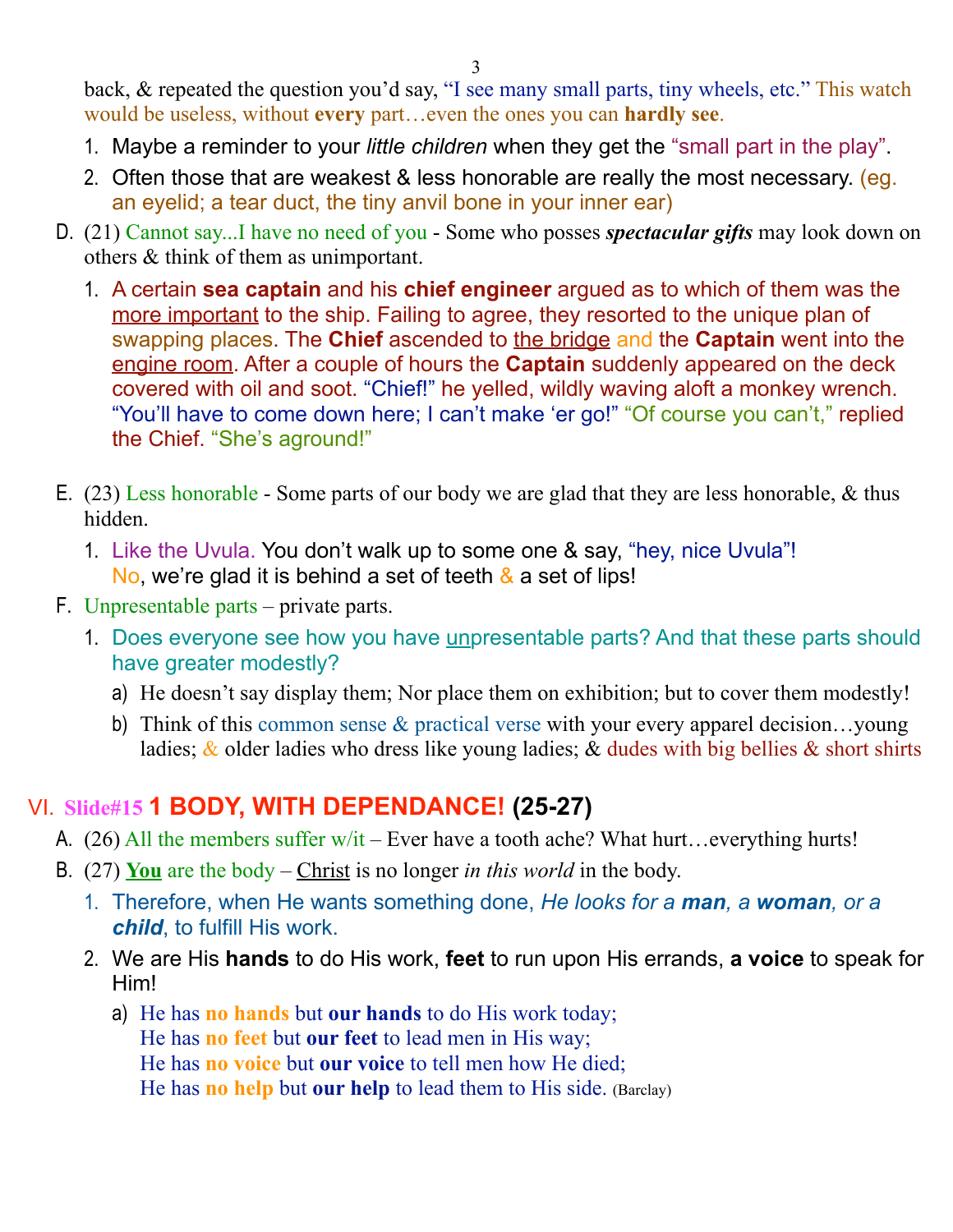back, & repeated the question you'd say, "I see many small parts, tiny wheels, etc." This watch would be useless, without **every** part…even the ones you can **hardly see**.

1. Maybe a reminder to your *little children* when they get the "small part in the play".
2. Often those that are weakest & less honorable are really the most necessary. (eg. an eyelid; a tear duct, the tiny anvil bone in your inner ear)

D. (21) Cannot say...I have no need of you - Some who posses ***spectacular gifts*** may look down on others & think of them as unimportant.

1. A certain **sea captain** and his **chief engineer** argued as to which of them was the more important to the ship. Failing to agree, they resorted to the unique plan of swapping places. The **Chief** ascended to the bridge and the **Captain** went into the engine room. After a couple of hours the **Captain** suddenly appeared on the deck covered with oil and soot. "Chief!" he yelled, wildly waving aloft a monkey wrench. "You'll have to come down here; I can't make 'er go!" "Of course you can't," replied the Chief. "She's aground!"

E. (23) Less honorable - Some parts of our body we are glad that they are less honorable, & thus hidden.

1. Like the Uvula. You don't walk up to some one & say, "hey, nice Uvula"! No, we're glad it is behind a set of teeth & a set of lips!

F. Unpresentable parts – private parts.

1. Does everyone see how you have unpresentable parts? And that these parts should have greater modestly?
   a) He doesn't say display them; Nor place them on exhibition; but to cover them modestly!
   b) Think of this common sense & practical verse with your every apparel decision…young ladies; & older ladies who dress like young ladies; & dudes with big bellies & short shirts

## VI. Slide#15 1 BODY, WITH DEPENDANCE! (25-27)

A. (26) All the members suffer w/it – Ever have a tooth ache? What hurt…everything hurts!

B. (27) **You** are the body – Christ is no longer *in this world* in the body.

1. Therefore, when He wants something done, *He looks for a **man**, a **woman**, or a **child***, to fulfill His work.
2. We are His **hands** to do His work, **feet** to run upon His errands, **a voice** to speak for Him!
   a) He has **no hands** but **our hands** to do His work today;
      He has **no feet** but **our feet** to lead men in His way;
      He has **no voice** but **our voice** to tell men how He died;
      He has **no help** but **our help** to lead them to His side. (Barclay)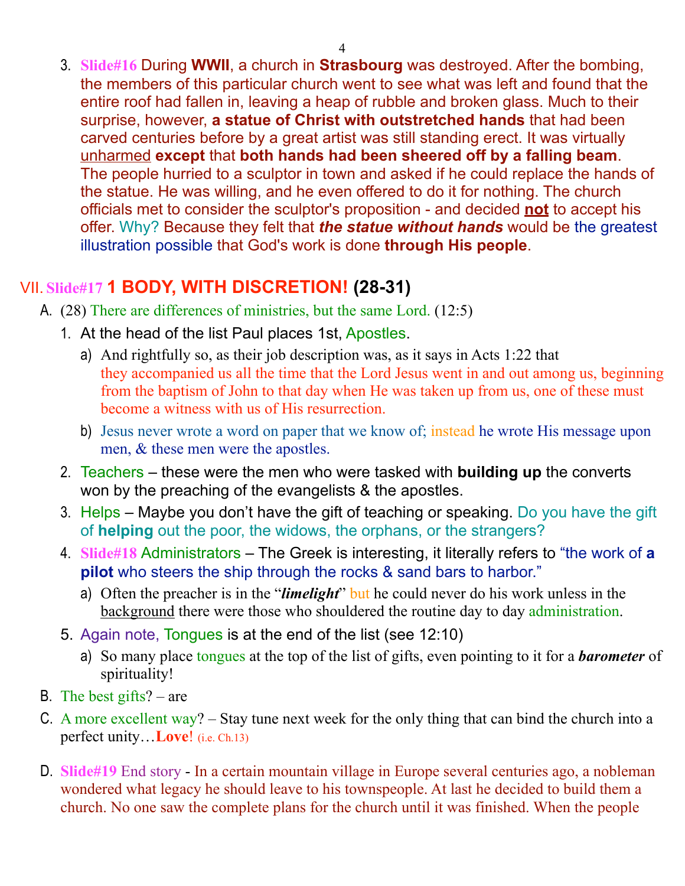3. Slide#16 During **WWII**, a church in **Strasbourg** was destroyed. After the bombing, the members of this particular church went to see what was left and found that the entire roof had fallen in, leaving a heap of rubble and broken glass. Much to their surprise, however, **a statue of Christ with outstretched hands** that had been carved centuries before by a great artist was still standing erect. It was virtually unharmed **except** that **both hands had been sheered off by a falling beam**. The people hurried to a sculptor in town and asked if he could replace the hands of the statue. He was willing, and he even offered to do it for nothing. The church officials met to consider the sculptor's proposition - and decided **not** to accept his offer. Why? Because they felt that ***the statue without hands*** would be the greatest illustration possible that God's work is done **through His people**.

## VII. Slide#17 1 BODY, WITH DISCRETION! (28-31)

A. (28) There are differences of ministries, but the same Lord. (12:5)

1. At the head of the list Paul places 1st, Apostles.
   a) And rightfully so, as their job description was, as it says in Acts 1:22 that they accompanied us all the time that the Lord Jesus went in and out among us, beginning from the baptism of John to that day when He was taken up from us, one of these must become a witness with us of His resurrection.
   b) Jesus never wrote a word on paper that we know of; instead he wrote His message upon men, & these men were the apostles.
2. Teachers – these were the men who were tasked with **building up** the converts won by the preaching of the evangelists & the apostles.
3. Helps – Maybe you don't have the gift of teaching or speaking. Do you have the gift of **helping** out the poor, the widows, the orphans, or the strangers?
4. Slide#18 Administrators – The Greek is interesting, it literally refers to "the work of **a pilot** who steers the ship through the rocks & sand bars to harbor."
   a) Often the preacher is in the "***limelight***" but he could never do his work unless in the background there were those who shouldered the routine day to day administration.
5. Again note, Tongues is at the end of the list (see 12:10)
   a) So many place tongues at the top of the list of gifts, even pointing to it for a ***barometer*** of spirituality!

B. The best gifts? – are

C. A more excellent way? – Stay tune next week for the only thing that can bind the church into a perfect unity…**Love**! (i.e. Ch.13)

D. Slide#19 End story - In a certain mountain village in Europe several centuries ago, a nobleman wondered what legacy he should leave to his townspeople. At last he decided to build them a church. No one saw the complete plans for the church until it was finished. When the people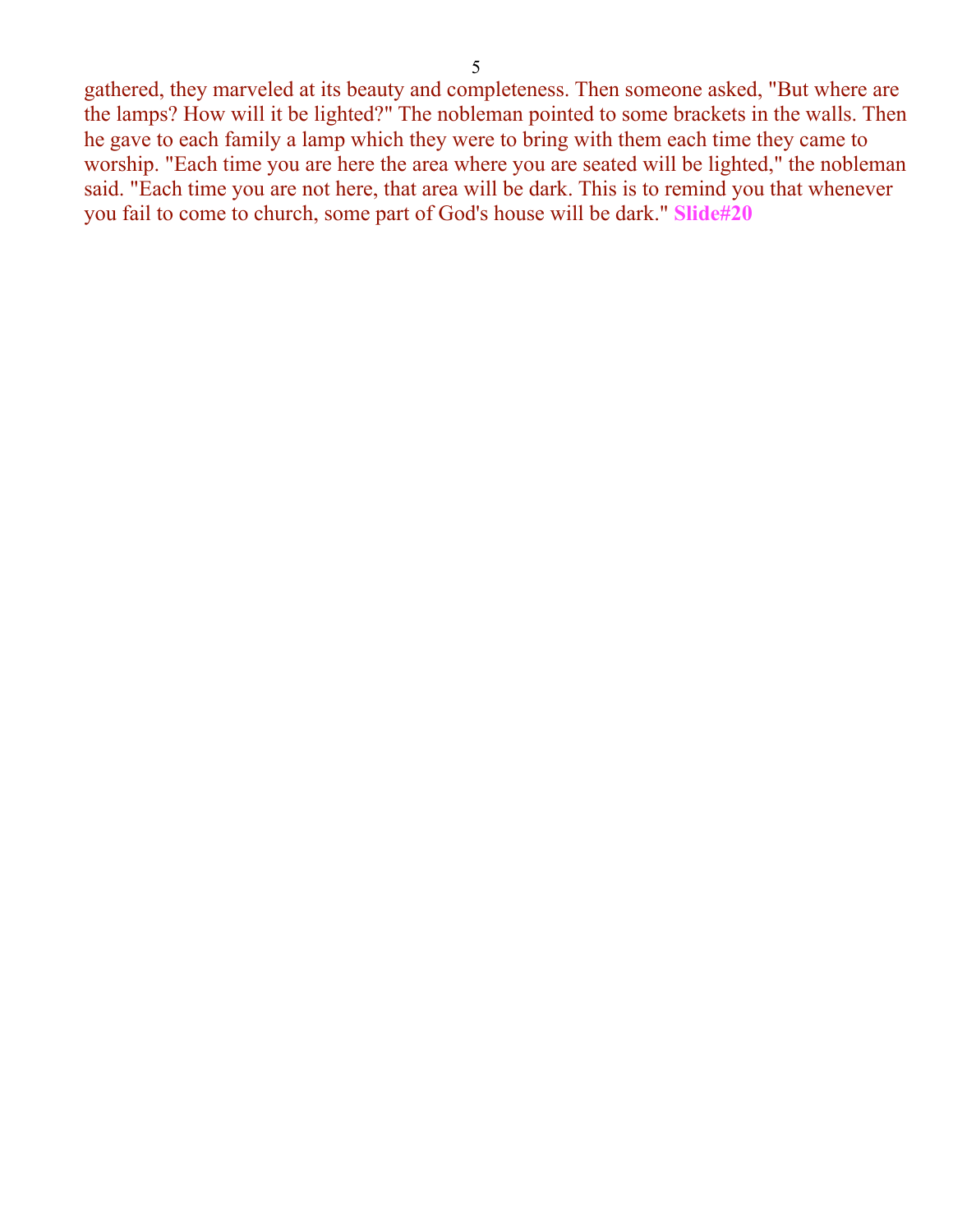gathered, they marveled at its beauty and completeness. Then someone asked, "But where are the lamps? How will it be lighted?" The nobleman pointed to some brackets in the walls. Then he gave to each family a lamp which they were to bring with them each time they came to worship. "Each time you are here the area where you are seated will be lighted," the nobleman said. "Each time you are not here, that area will be dark. This is to remind you that whenever you fail to come to church, some part of God's house will be dark." **Slide#20**